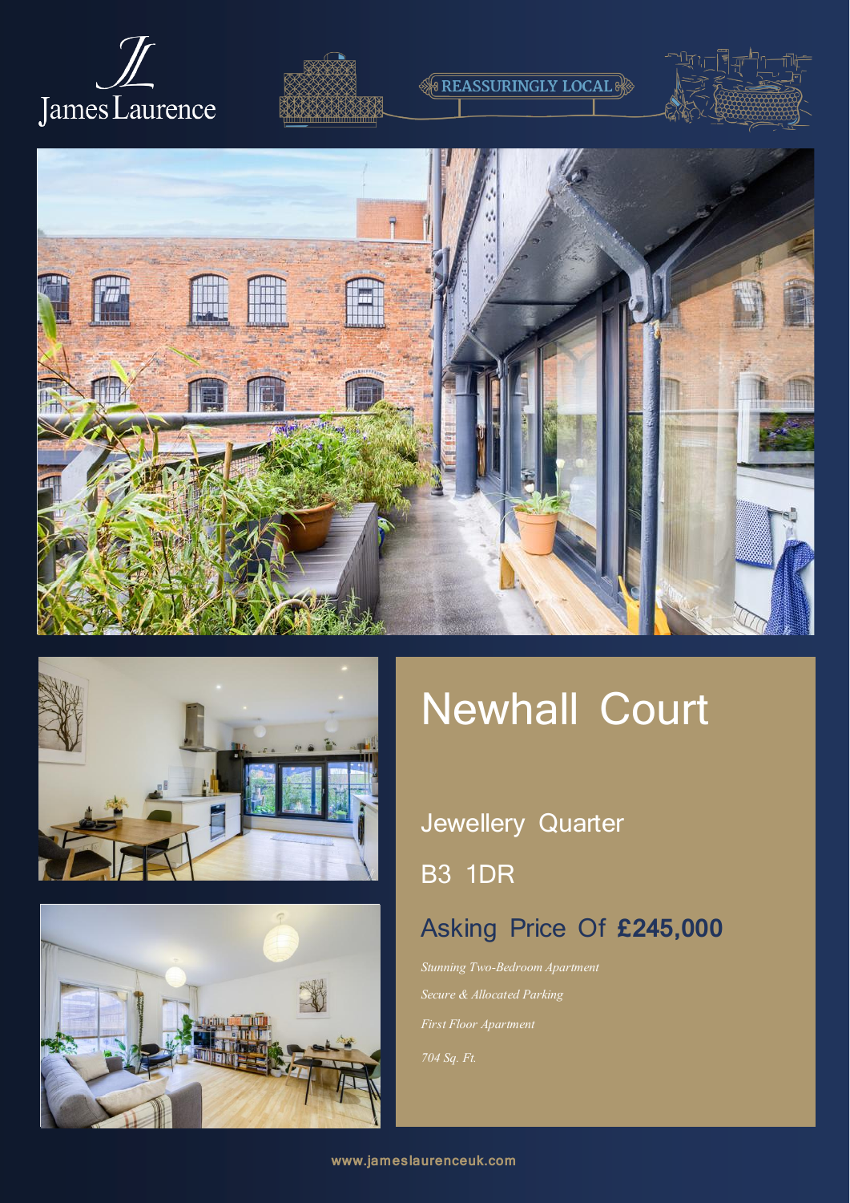James Laurence

REASSURINGLY LOCAL

# Newhall Court

## Jewellery Quarter

## B3 1DR

## Asking Price Of **£245,000**

*Stunning Two-Bedroom Apartment*

*Secure & Allocated Parking*

*First Floor Apartment*

*704 Sq. Ft.*

www.jameslaurenceuk.com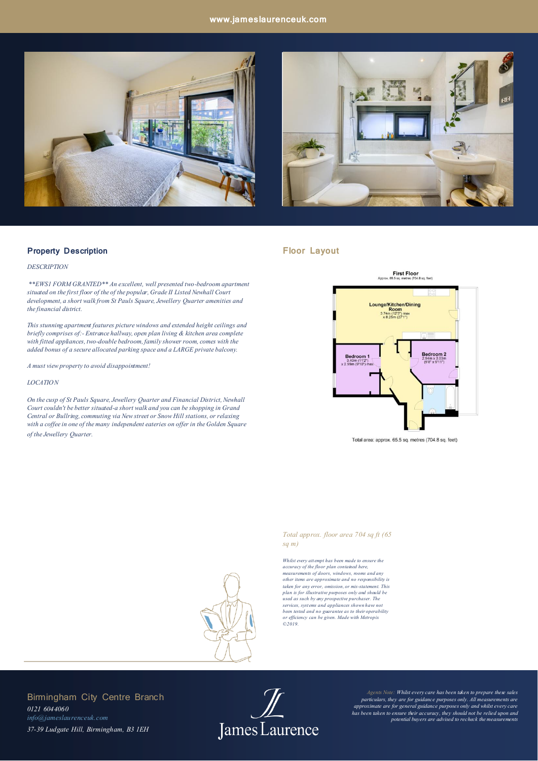www.jameslaurenceuk.com

## Property Description

*DESCRIPTION*

*\*\*EWS1 FORM GRANTED\*\* An excellent, well presented two-bedroom apartment situated on the first floor of the of the popular, Grade II Listed Newhall Court development, a short walk from St Pauls Square, Jewellery Quarter amenities and the financial district.*

*This stunning apartment features picture windows and extended height ceilings and briefly comprises of:- Entrance hallway, open plan living & kitchen area complete with fitted appliances, two-double bedroom, family shower room, comes with the added bonus of a secure allocated parking space and a LARGE private balcony.*

*A must view property to avoid disappointment!*

*LOCATION*

*On the cusp of St Pauls Square, Jewellery Quarter and Financial District, Newhall Court couldn't be better situated-a short walk and you can be shopping in Grand Central or Bullring, commuting via New street or Snow Hill stations, or relaxing with a coffee in one of the many independent eateries on offer in the Golden Square of the Jewellery Quarter.*

## Floor Layout

First Floor
Approx. 65.5 sq. metres (704.8 sq. feet)

Lounge/Kitchen/Dining Room
3.74m (12'3") max
x 8.25m (27'1")

Bedroom 1
3.40m (11'2")
x 2.99m (9'10") max

Bedroom 2
2.84m x 3.03m
(9'4" x 9'11")

Total area: approx. 65.5 sq. metres (704.8 sq. feet)

*Total approx. floor area 704 sq ft (65 sq m)*

*Whilst every attempt has been made to ensure the accuracy of the floor plan contained here, measurements of doors, windows, rooms and any other items are approximate and no responsibility is taken for any error, omission, or mis-statement. This plan is for illustrative purposes only and should be used as such by any prospective purchaser. The services, systems and appliances shown have not been tested and no guarantee as to their operability or efficiency can be given. Made with Metropix ©2019.*

Birmingham City Centre Branch
*0121 6044060*
*info@jameslaurenceuk.com*
*37-39 Ludgate Hill, Birmingham, B3 1EH*

James Laurence

*Agents Note: Whilst every care has been taken to prepare these sales particulars, they are for guidance purposes only. All measurements are approximate are for general guidance purposes only and whilst every care has been taken to ensure their accuracy, they should not be relied upon and potential buyers are advised to recheck the measurements*